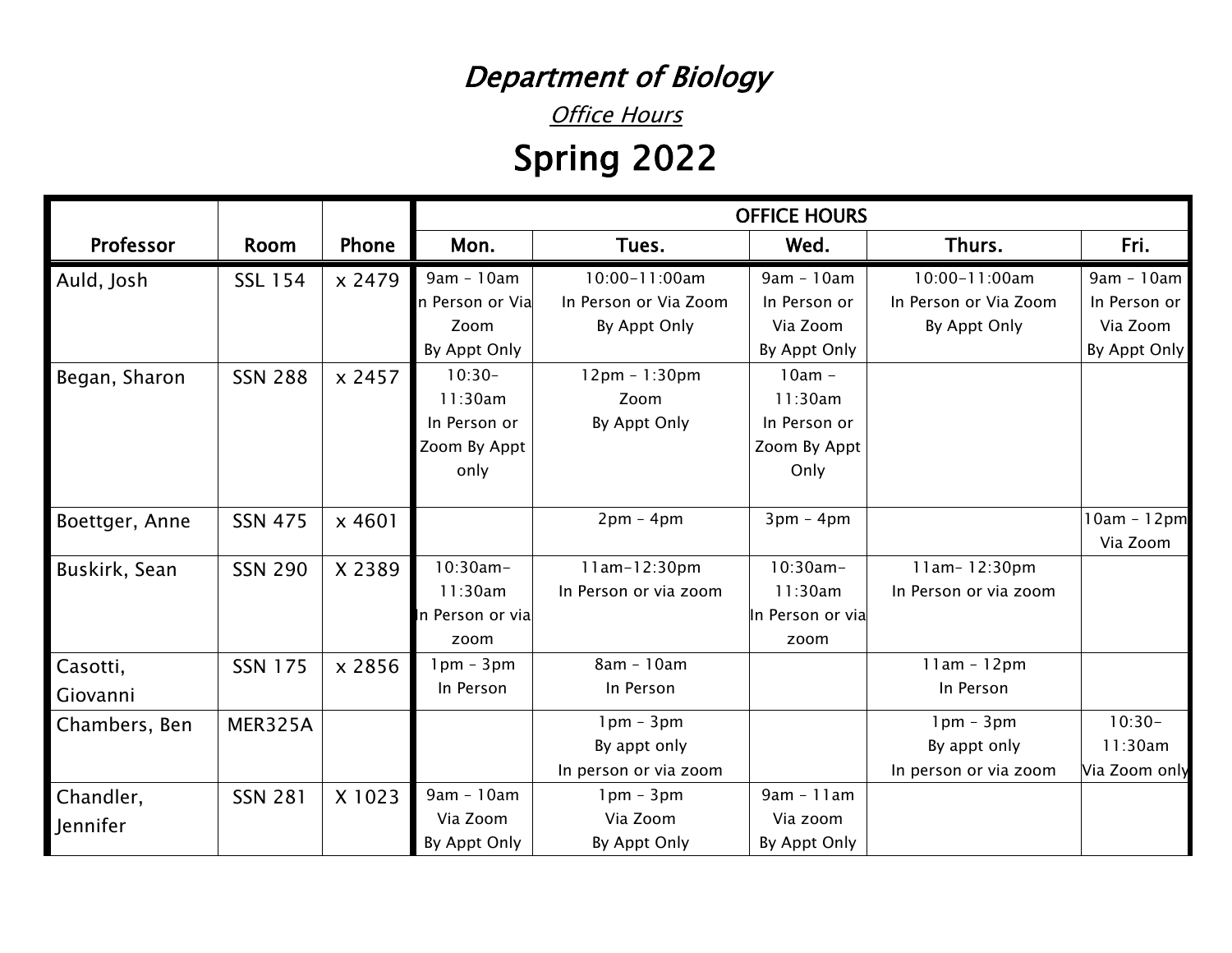# *Department of Biology*

## *Office Hours*

# Spring 2022

| Professor | Room | Phone | OFFICE HOURS | | | | |
|---|---|---|---|---|---|---|---|
| | | | Mon. | Tues. | Wed. | Thurs. | Fri. |
| Auld, Josh | SSL 154 | x 2479 | 9am – 10am In Person or Via Zoom By Appt Only | 10:00-11:00am In Person or Via Zoom By Appt Only | 9am – 10am In Person or Via Zoom By Appt Only | 10:00-11:00am In Person or Via Zoom By Appt Only | 9am – 10am In Person or Via Zoom By Appt Only |
| Began, Sharon | SSN 288 | x 2457 | 10:30-11:30am In Person or Zoom By Appt only | 12pm – 1:30pm Zoom By Appt Only | 10am – 11:30am In Person or Zoom By Appt Only | | |
| Boettger, Anne | SSN 475 | x 4601 | | 2pm – 4pm | 3pm – 4pm | | 10am – 12pm Via Zoom |
| Buskirk, Sean | SSN 290 | X 2389 | 10:30am-11:30am In Person or via zoom | 11am-12:30pm In Person or via zoom | 10:30am-11:30am In Person or via zoom | 11am- 12:30pm In Person or via zoom | |
| Casotti, Giovanni | SSN 175 | x 2856 | 1pm – 3pm In Person | 8am – 10am In Person | | 11am – 12pm In Person | |
| Chambers, Ben | MER325A | | | 1pm – 3pm By appt only In person or via zoom | | 1pm – 3pm By appt only In person or via zoom | 10:30-11:30am Via Zoom only |
| Chandler, Jennifer | SSN 281 | X 1023 | 9am – 10am Via Zoom By Appt Only | 1pm – 3pm Via Zoom By Appt Only | 9am – 11am Via zoom By Appt Only | | |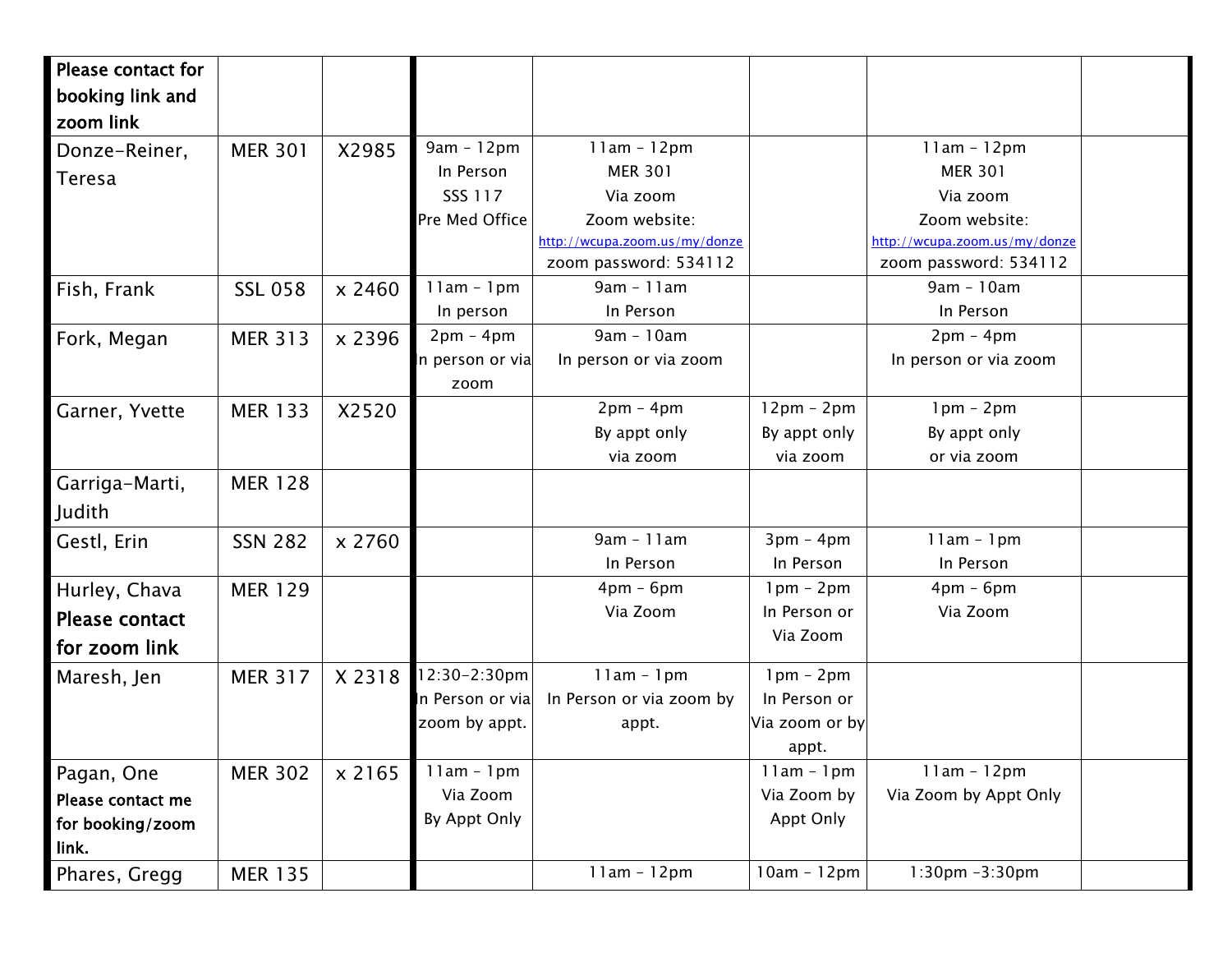| Please contact for booking link and zoom link | | | | | | | |
|---|---|---|---|---|---|---|---|
| Donze-Reiner, Teresa | MER 301 | X2985 | 9am - 12pm In Person SSS 117 Pre Med Office | 11am - 12pm MER 301 Via zoom Zoom website: http://wcupa.zoom.us/my/donze zoom password: 534112 | | 11am - 12pm MER 301 Via zoom Zoom website: http://wcupa.zoom.us/my/donze zoom password: 534112 | |
| Fish, Frank | SSL 058 | x 2460 | 11am - 1pm In person | 9am - 11am In Person | | 9am - 10am In Person | |
| Fork, Megan | MER 313 | x 2396 | 2pm - 4pm In person or via zoom | 9am - 10am In person or via zoom | | 2pm - 4pm In person or via zoom | |
| Garner, Yvette | MER 133 | X2520 | | 2pm - 4pm By appt only via zoom | 12pm - 2pm By appt only via zoom | 1pm - 2pm By appt only or via zoom | |
| Garriga-Marti, Judith | MER 128 | | | | | | |
| Gestl, Erin | SSN 282 | x 2760 | | 9am - 11am In Person | 3pm - 4pm In Person | 11am - 1pm In Person | |
| Hurley, Chava **Please contact for zoom link** | MER 129 | | | 4pm - 6pm Via Zoom | 1pm - 2pm In Person or Via Zoom | 4pm - 6pm Via Zoom | |
| Maresh, Jen | MER 317 | X 2318 | 12:30-2:30pm In Person or via zoom by appt. | 11am - 1pm In Person or via zoom by appt. | 1pm - 2pm In Person or Via zoom or by appt. | | |
| Pagan, One **Please contact me for booking/zoom link.** | MER 302 | x 2165 | 11am - 1pm Via Zoom By Appt Only | | 11am - 1pm Via Zoom by Appt Only | 11am - 12pm Via Zoom by Appt Only | |
| Phares, Gregg | MER 135 | | | 11am - 12pm | 10am - 12pm | 1:30pm -3:30pm | |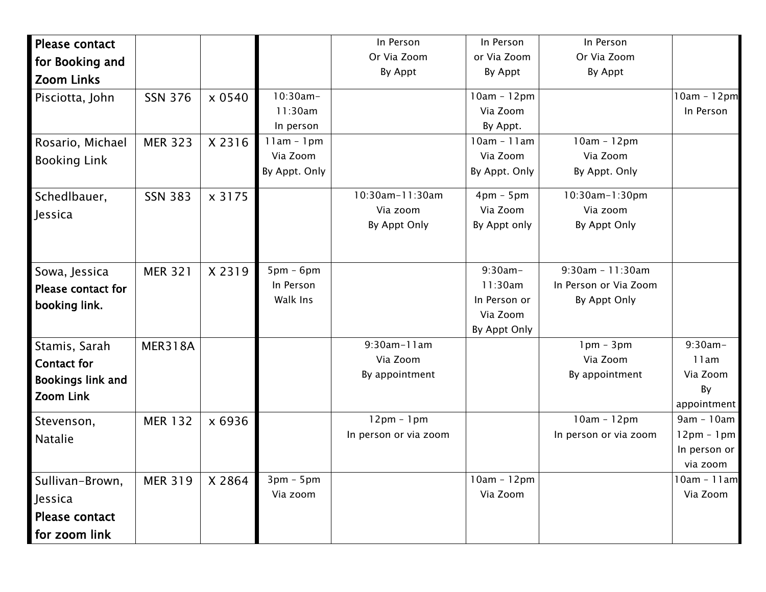| | | | | | | | |
|---|---|---|---|---|---|---|---|
| **Please contact for Booking and Zoom Links** | | | | In Person Or Via Zoom By Appt | In Person or Via Zoom By Appt | In Person Or Via Zoom By Appt | |
| Pisciotta, John | SSN 376 | x 0540 | 10:30am-11:30am In person | | 10am – 12pm Via Zoom By Appt. | | 10am – 12pm In Person |
| Rosario, Michael Booking Link | MER 323 | X 2316 | 11am – 1pm Via Zoom By Appt. Only | | 10am – 11am Via Zoom By Appt. Only | 10am – 12pm Via Zoom By Appt. Only | |
| Schedlbauer, Jessica | SSN 383 | x 3175 | | 10:30am-11:30am Via zoom By Appt Only | 4pm – 5pm Via Zoom By Appt only | 10:30am-1:30pm Via zoom By Appt Only | |
| Sowa, Jessica **Please contact for booking link.** | MER 321 | X 2319 | 5pm – 6pm In Person Walk Ins | | 9:30am-11:30am In Person or Via Zoom By Appt Only | 9:30am – 11:30am In Person or Via Zoom By Appt Only | |
| Stamis, Sarah **Contact for Bookings link and Zoom Link** | MER318A | | | 9:30am-11am Via Zoom By appointment | | 1pm – 3pm Via Zoom By appointment | 9:30am-11am Via Zoom By appointment |
| Stevenson, Natalie | MER 132 | x 6936 | | 12pm – 1pm In person or via zoom | | 10am – 12pm In person or via zoom | 9am – 10am 12pm – 1pm In person or via zoom |
| Sullivan-Brown, Jessica **Please contact for zoom link** | MER 319 | X 2864 | 3pm – 5pm Via zoom | | 10am – 12pm Via Zoom | | 10am – 11am Via Zoom |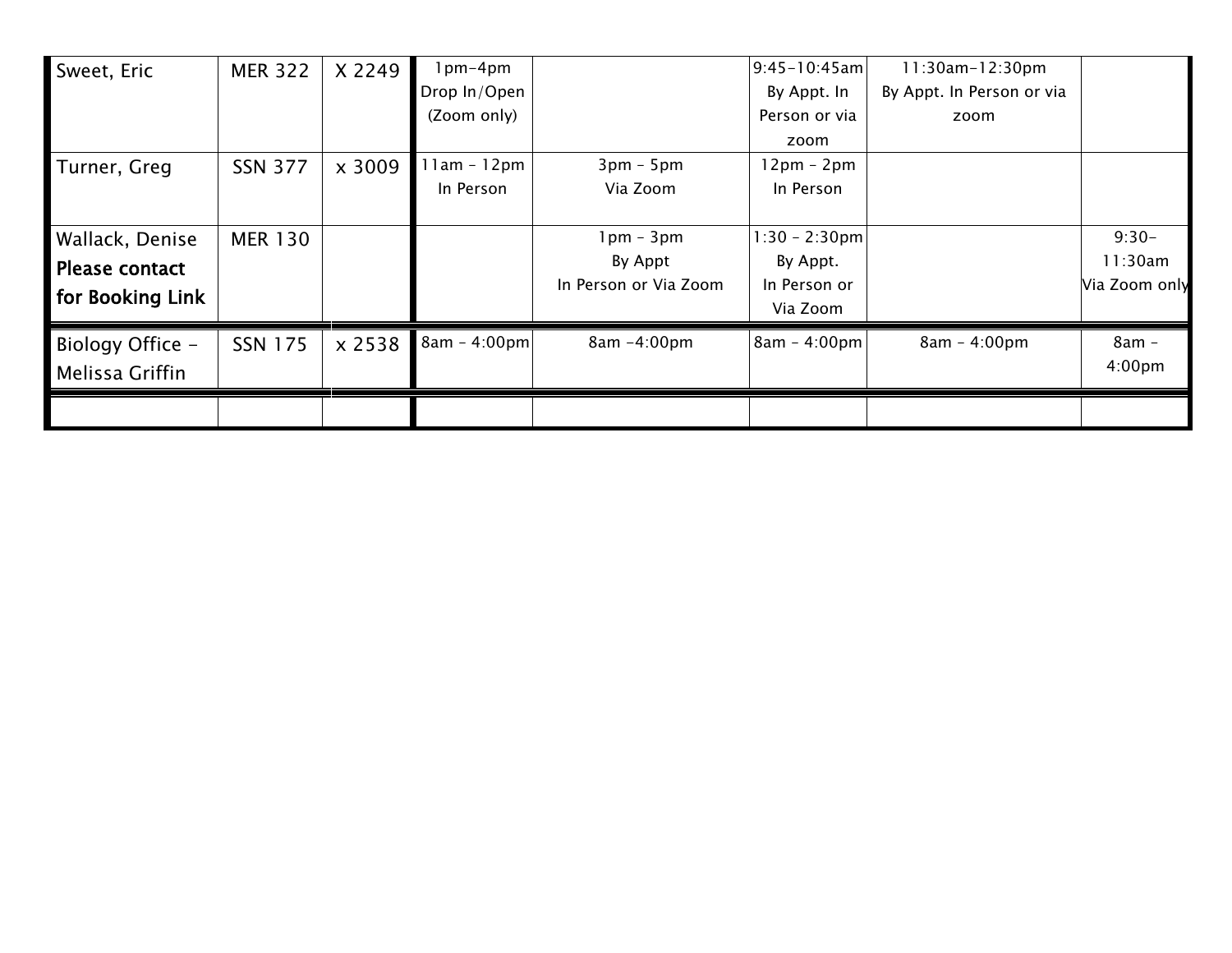| | | | | | | | |
|---|---|---|---|---|---|---|---|
| Sweet, Eric | MER 322 | X 2249 | 1pm-4pm Drop In/Open (Zoom only) | | 9:45-10:45am By Appt. In Person or via zoom | 11:30am-12:30pm By Appt. In Person or via zoom | |
| Turner, Greg | SSN 377 | x 3009 | 11am - 12pm In Person | 3pm - 5pm Via Zoom | 12pm - 2pm In Person | | |
| Wallack, Denise **Please contact for Booking Link** | MER 130 | | | 1pm - 3pm By Appt In Person or Via Zoom | 1:30 - 2:30pm By Appt. In Person or Via Zoom | | 9:30-11:30am Via Zoom only |
| Biology Office - Melissa Griffin | SSN 175 | x 2538 | 8am - 4:00pm | 8am -4:00pm | 8am - 4:00pm | 8am - 4:00pm | 8am - 4:00pm |
| | | | | | | | |